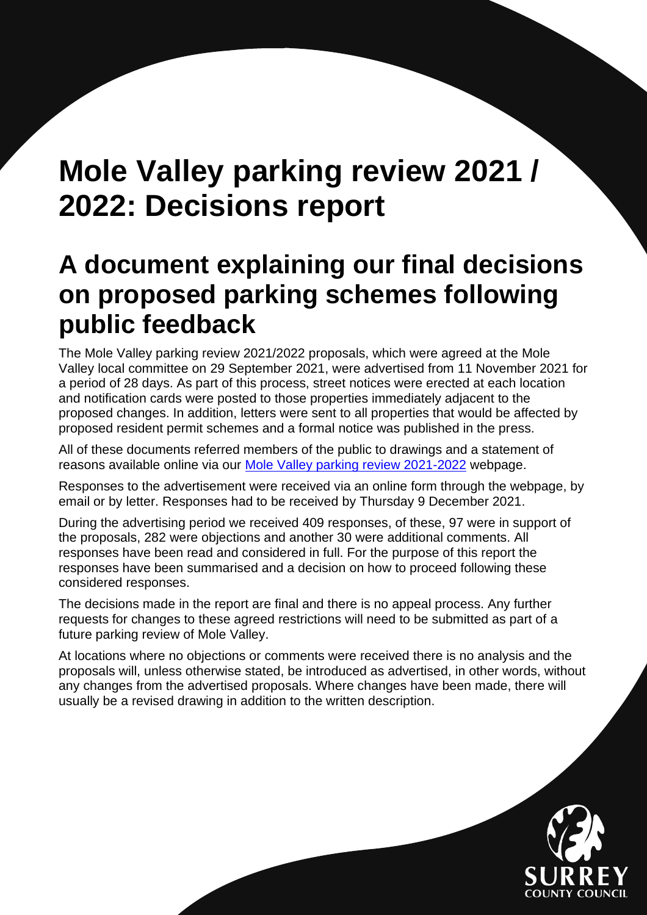# Mole Valley parking review 2021 / 2022: Decisions report

## A document explaining our final decisions on proposed parking schemes following public feedback

The Mole Valley parking review 2021/2022 proposals, which were agreed at the Mole Valley local committee on 29 September 2021, were advertised from 11 November 2021 for a period of 28 days. As part of this process, street notices were erected at each location and notification cards were posted to those properties immediately adjacent to the proposed changes. In addition, letters were sent to all properties that would be affected by proposed resident permit schemes and a formal notice was published in the press.

All of these documents referred members of the public to drawings and a statement of reasons available online via our [Mole Valley parking review 2021-2022](#) webpage.

Responses to the advertisement were received via an online form through the webpage, by email or by letter. Responses had to be received by Thursday 9 December 2021.

During the advertising period we received 409 responses, of these, 97 were in support of the proposals, 282 were objections and another 30 were additional comments. All responses have been read and considered in full. For the purpose of this report the responses have been summarised and a decision on how to proceed following these considered responses.

The decisions made in the report are final and there is no appeal process. Any further requests for changes to these agreed restrictions will need to be submitted as part of a future parking review of Mole Valley.

At locations where no objections or comments were received there is no analysis and the proposals will, unless otherwise stated, be introduced as advertised, in other words, without any changes from the advertised proposals. Where changes have been made, there will usually be a revised drawing in addition to the written description.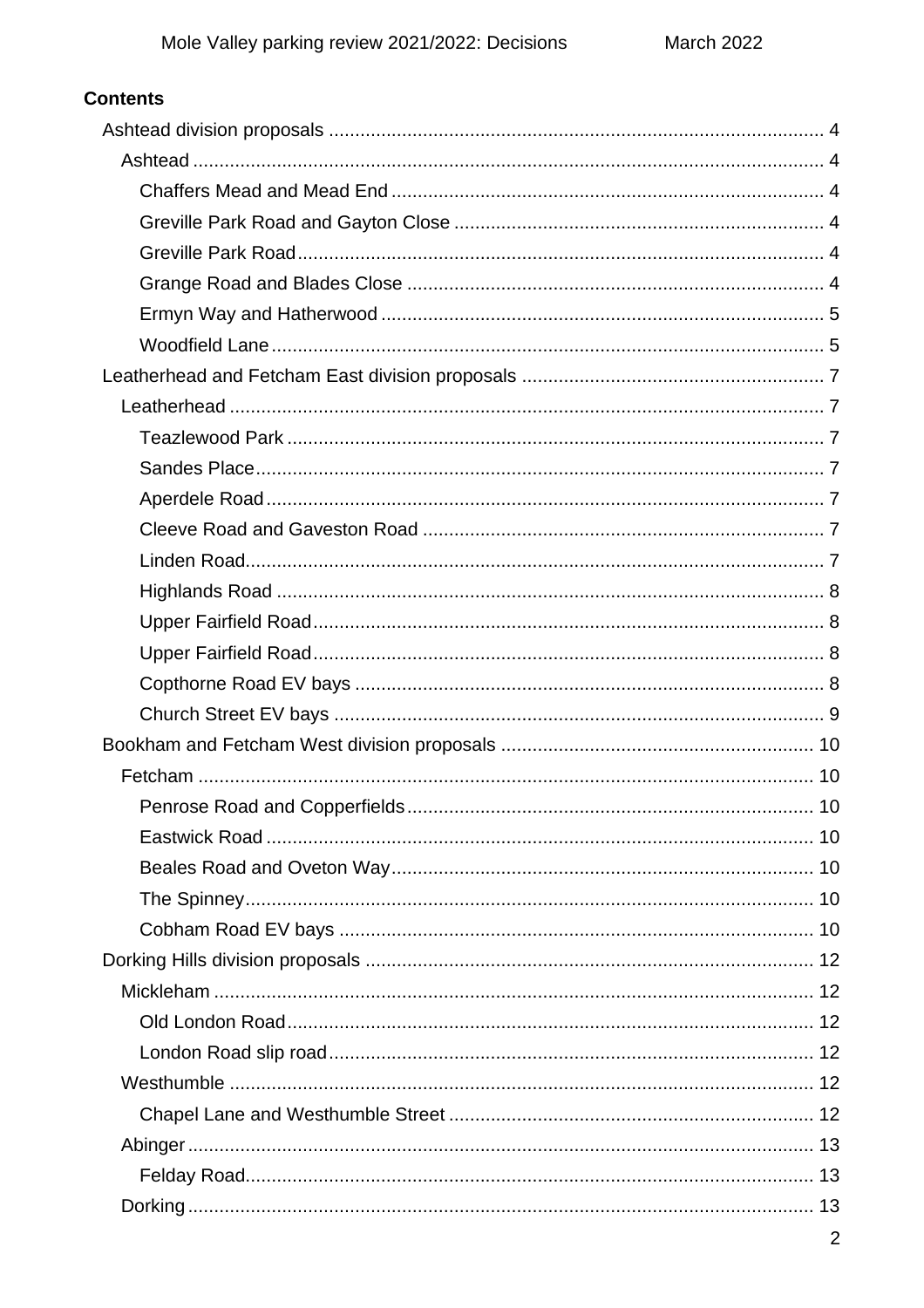**Contents**

- Ashtead division proposals .... 4
  - Ashtead .... 4
    - Chaffers Mead and Mead End .... 4
    - Greville Park Road and Gayton Close .... 4
    - Greville Park Road .... 4
    - Grange Road and Blades Close .... 4
    - Ermyn Way and Hatherwood .... 5
    - Woodfield Lane .... 5
- Leatherhead and Fetcham East division proposals .... 7
  - Leatherhead .... 7
    - Teazlewood Park .... 7
    - Sandes Place .... 7
    - Aperdele Road .... 7
    - Cleeve Road and Gaveston Road .... 7
    - Linden Road .... 7
    - Highlands Road .... 8
    - Upper Fairfield Road .... 8
    - Upper Fairfield Road .... 8
    - Copthorne Road EV bays .... 8
    - Church Street EV bays .... 9
- Bookham and Fetcham West division proposals .... 10
  - Fetcham .... 10
    - Penrose Road and Copperfields .... 10
    - Eastwick Road .... 10
    - Beales Road and Oveton Way .... 10
    - The Spinney .... 10
    - Cobham Road EV bays .... 10
- Dorking Hills division proposals .... 12
  - Mickleham .... 12
    - Old London Road .... 12
    - London Road slip road .... 12
  - Westhumble .... 12
    - Chapel Lane and Westhumble Street .... 12
  - Abinger .... 13
    - Felday Road .... 13
  - Dorking .... 13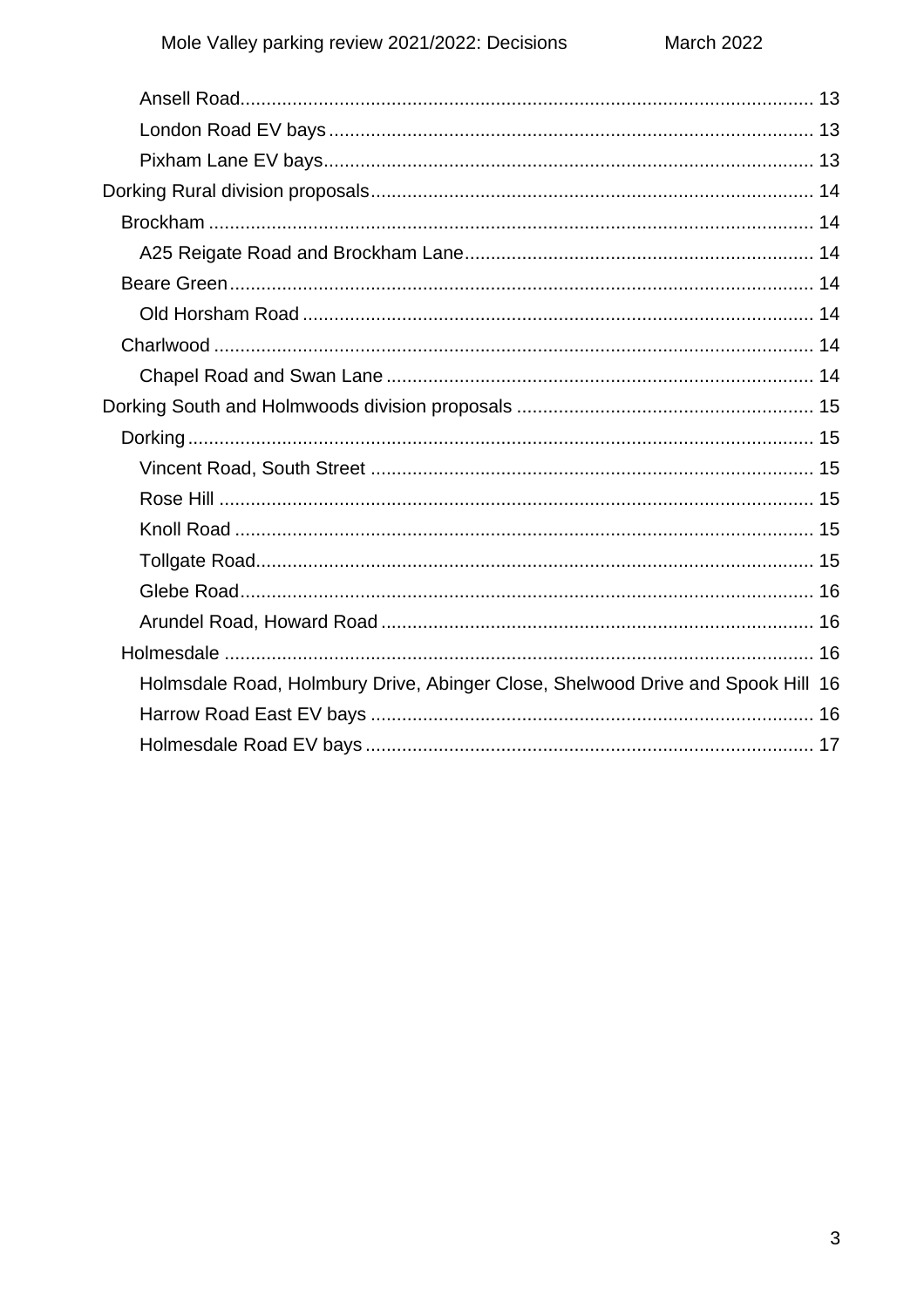- Ansell Road ........ 13
- London Road EV bays ........ 13
- Pixham Lane EV bays ........ 13

Dorking Rural division proposals ........ 14

- Brockham ........ 14
  - A25 Reigate Road and Brockham Lane ........ 14
- Beare Green ........ 14
  - Old Horsham Road ........ 14
- Charlwood ........ 14
  - Chapel Road and Swan Lane ........ 14

Dorking South and Holmwoods division proposals ........ 15

- Dorking ........ 15
  - Vincent Road, South Street ........ 15
  - Rose Hill ........ 15
  - Knoll Road ........ 15
  - Tollgate Road ........ 15
  - Glebe Road ........ 16
  - Arundel Road, Howard Road ........ 16
- Holmesdale ........ 16
  - Holmsdale Road, Holmbury Drive, Abinger Close, Shelwood Drive and Spook Hill 16
  - Harrow Road East EV bays ........ 16
  - Holmesdale Road EV bays ........ 17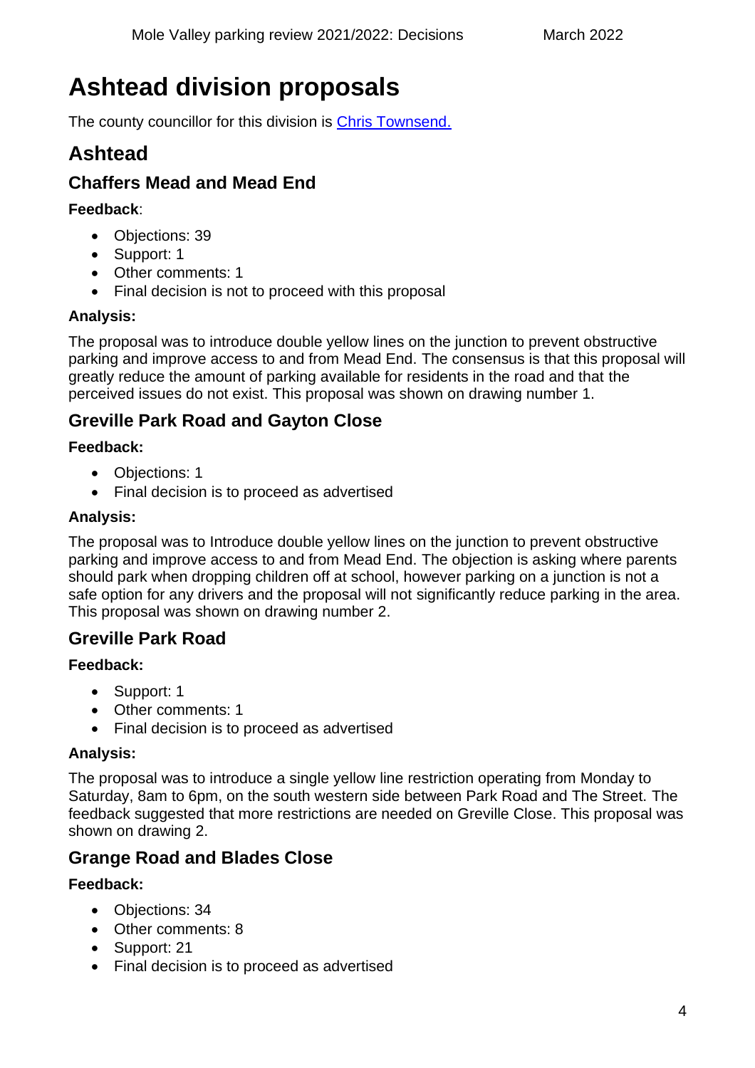# Ashtead division proposals

The county councillor for this division is [Chris Townsend.]()

## Ashtead

### Chaffers Mead and Mead End

**Feedback**:

- Objections: 39
- Support: 1
- Other comments: 1
- Final decision is not to proceed with this proposal

**Analysis:**

The proposal was to introduce double yellow lines on the junction to prevent obstructive parking and improve access to and from Mead End. The consensus is that this proposal will greatly reduce the amount of parking available for residents in the road and that the perceived issues do not exist. This proposal was shown on drawing number 1.

### Greville Park Road and Gayton Close

**Feedback:**

- Objections: 1
- Final decision is to proceed as advertised

**Analysis:**

The proposal was to Introduce double yellow lines on the junction to prevent obstructive parking and improve access to and from Mead End. The objection is asking where parents should park when dropping children off at school, however parking on a junction is not a safe option for any drivers and the proposal will not significantly reduce parking in the area. This proposal was shown on drawing number 2.

### Greville Park Road

**Feedback:**

- Support: 1
- Other comments: 1
- Final decision is to proceed as advertised

**Analysis:**

The proposal was to introduce a single yellow line restriction operating from Monday to Saturday, 8am to 6pm, on the south western side between Park Road and The Street. The feedback suggested that more restrictions are needed on Greville Close. This proposal was shown on drawing 2.

### Grange Road and Blades Close

**Feedback:**

- Objections: 34
- Other comments: 8
- Support: 21
- Final decision is to proceed as advertised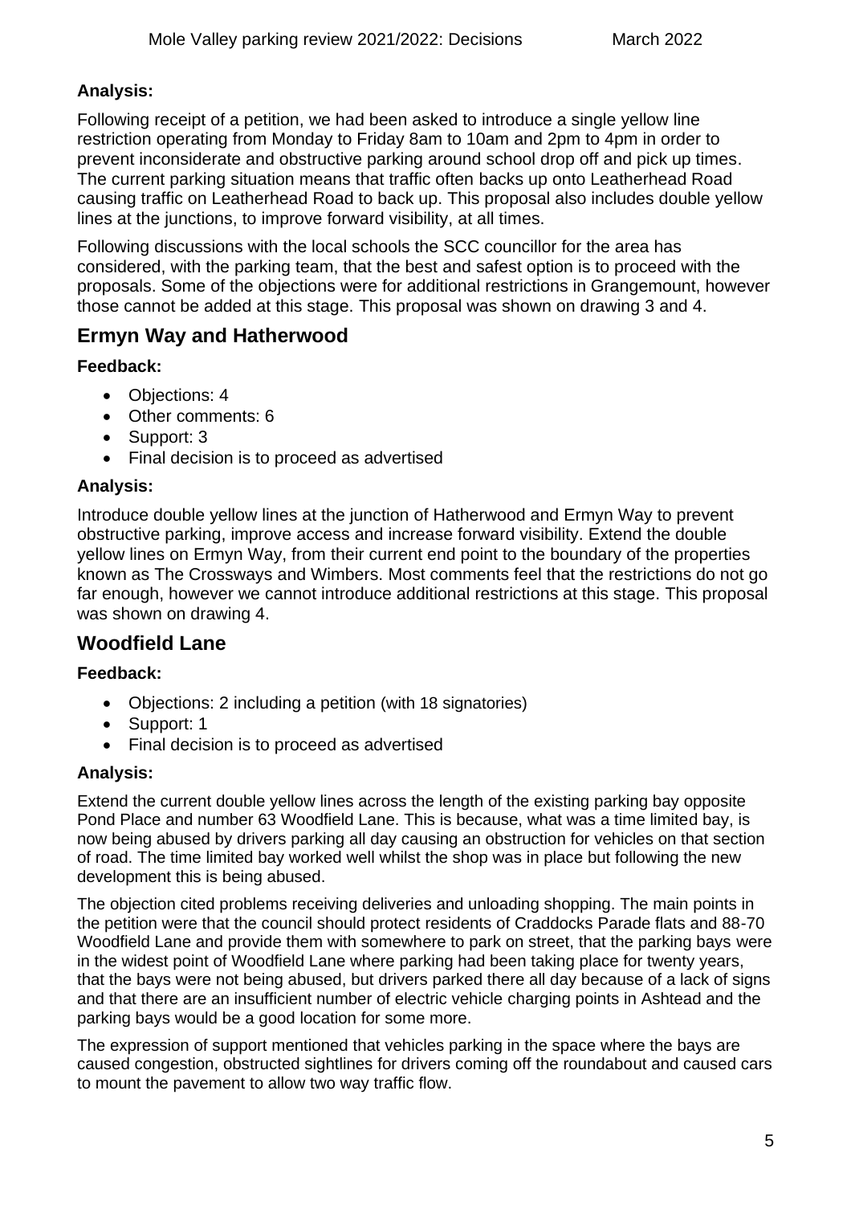**Analysis:**

Following receipt of a petition, we had been asked to introduce a single yellow line restriction operating from Monday to Friday 8am to 10am and 2pm to 4pm in order to prevent inconsiderate and obstructive parking around school drop off and pick up times. The current parking situation means that traffic often backs up onto Leatherhead Road causing traffic on Leatherhead Road to back up. This proposal also includes double yellow lines at the junctions, to improve forward visibility, at all times.

Following discussions with the local schools the SCC councillor for the area has considered, with the parking team, that the best and safest option is to proceed with the proposals. Some of the objections were for additional restrictions in Grangemount, however those cannot be added at this stage. This proposal was shown on drawing 3 and 4.

## Ermyn Way and Hatherwood

**Feedback:**

- Objections: 4
- Other comments: 6
- Support: 3
- Final decision is to proceed as advertised

**Analysis:**

Introduce double yellow lines at the junction of Hatherwood and Ermyn Way to prevent obstructive parking, improve access and increase forward visibility. Extend the double yellow lines on Ermyn Way, from their current end point to the boundary of the properties known as The Crossways and Wimbers. Most comments feel that the restrictions do not go far enough, however we cannot introduce additional restrictions at this stage. This proposal was shown on drawing 4.

## Woodfield Lane

**Feedback:**

- Objections: 2 including a petition (with 18 signatories)
- Support: 1
- Final decision is to proceed as advertised

**Analysis:**

Extend the current double yellow lines across the length of the existing parking bay opposite Pond Place and number 63 Woodfield Lane. This is because, what was a time limited bay, is now being abused by drivers parking all day causing an obstruction for vehicles on that section of road. The time limited bay worked well whilst the shop was in place but following the new development this is being abused.

The objection cited problems receiving deliveries and unloading shopping. The main points in the petition were that the council should protect residents of Craddocks Parade flats and 88-70 Woodfield Lane and provide them with somewhere to park on street, that the parking bays were in the widest point of Woodfield Lane where parking had been taking place for twenty years, that the bays were not being abused, but drivers parked there all day because of a lack of signs and that there are an insufficient number of electric vehicle charging points in Ashtead and the parking bays would be a good location for some more.

The expression of support mentioned that vehicles parking in the space where the bays are caused congestion, obstructed sightlines for drivers coming off the roundabout and caused cars to mount the pavement to allow two way traffic flow.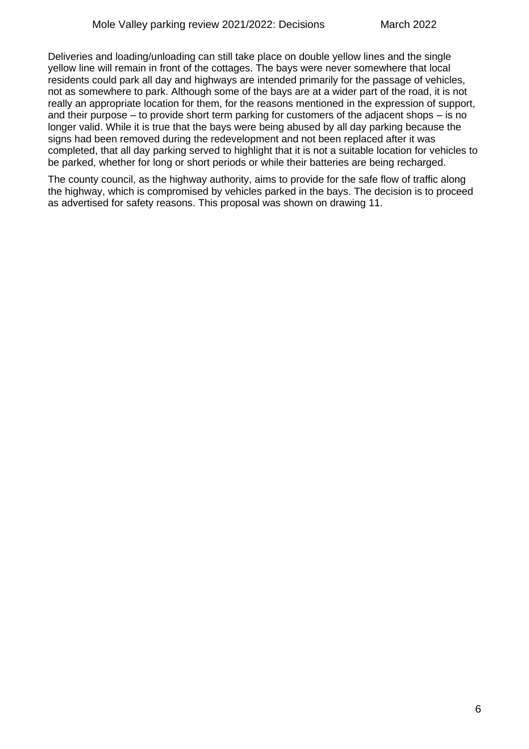Deliveries and loading/unloading can still take place on double yellow lines and the single yellow line will remain in front of the cottages. The bays were never somewhere that local residents could park all day and highways are intended primarily for the passage of vehicles, not as somewhere to park. Although some of the bays are at a wider part of the road, it is not really an appropriate location for them, for the reasons mentioned in the expression of support, and their purpose – to provide short term parking for customers of the adjacent shops – is no longer valid. While it is true that the bays were being abused by all day parking because the signs had been removed during the redevelopment and not been replaced after it was completed, that all day parking served to highlight that it is not a suitable location for vehicles to be parked, whether for long or short periods or while their batteries are being recharged.

The county council, as the highway authority, aims to provide for the safe flow of traffic along the highway, which is compromised by vehicles parked in the bays. The decision is to proceed as advertised for safety reasons. This proposal was shown on drawing 11.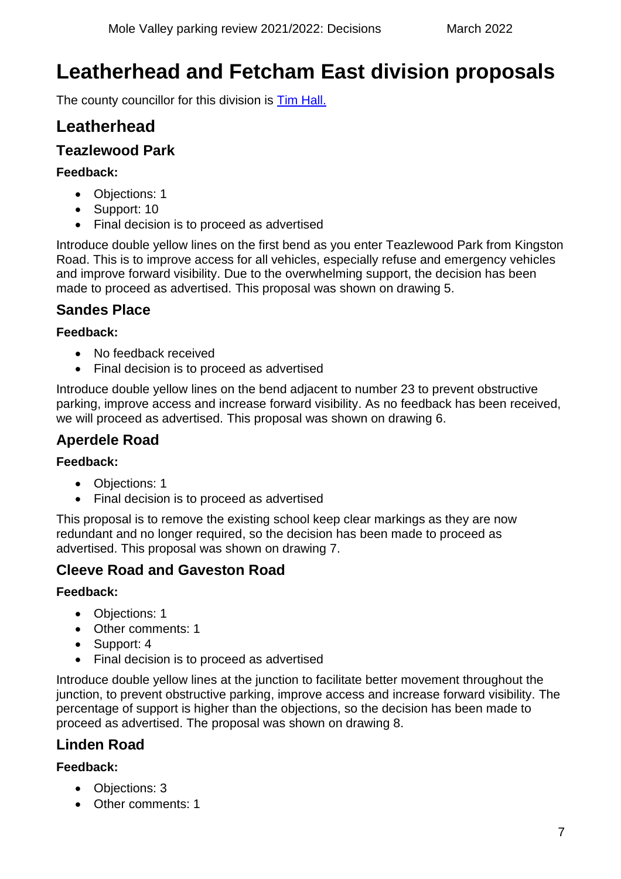# Leatherhead and Fetcham East division proposals

The county councillor for this division is [Tim Hall.]

## Leatherhead

### Teazlewood Park

**Feedback:**

- Objections: 1
- Support: 10
- Final decision is to proceed as advertised

Introduce double yellow lines on the first bend as you enter Teazlewood Park from Kingston Road. This is to improve access for all vehicles, especially refuse and emergency vehicles and improve forward visibility. Due to the overwhelming support, the decision has been made to proceed as advertised. This proposal was shown on drawing 5.

### Sandes Place

**Feedback:**

- No feedback received
- Final decision is to proceed as advertised

Introduce double yellow lines on the bend adjacent to number 23 to prevent obstructive parking, improve access and increase forward visibility. As no feedback has been received, we will proceed as advertised. This proposal was shown on drawing 6.

### Aperdele Road

**Feedback:**

- Objections: 1
- Final decision is to proceed as advertised

This proposal is to remove the existing school keep clear markings as they are now redundant and no longer required, so the decision has been made to proceed as advertised. This proposal was shown on drawing 7.

### Cleeve Road and Gaveston Road

**Feedback:**

- Objections: 1
- Other comments: 1
- Support: 4
- Final decision is to proceed as advertised

Introduce double yellow lines at the junction to facilitate better movement throughout the junction, to prevent obstructive parking, improve access and increase forward visibility. The percentage of support is higher than the objections, so the decision has been made to proceed as advertised. The proposal was shown on drawing 8.

### Linden Road

**Feedback:**

- Objections: 3
- Other comments: 1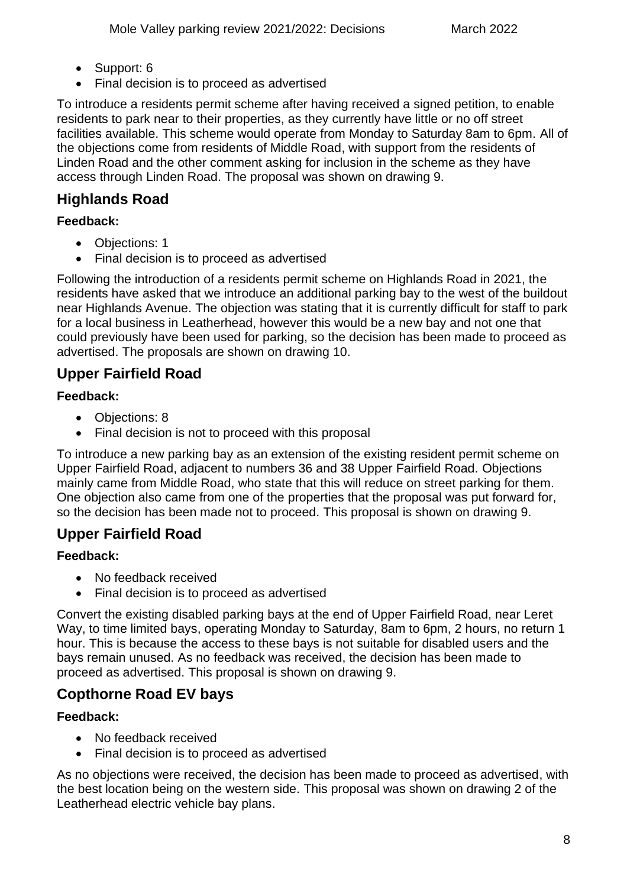- Support: 6
- Final decision is to proceed as advertised

To introduce a residents permit scheme after having received a signed petition, to enable residents to park near to their properties, as they currently have little or no off street facilities available. This scheme would operate from Monday to Saturday 8am to 6pm. All of the objections come from residents of Middle Road, with support from the residents of Linden Road and the other comment asking for inclusion in the scheme as they have access through Linden Road. The proposal was shown on drawing 9.

## Highlands Road

**Feedback:**

- Objections: 1
- Final decision is to proceed as advertised

Following the introduction of a residents permit scheme on Highlands Road in 2021, the residents have asked that we introduce an additional parking bay to the west of the buildout near Highlands Avenue. The objection was stating that it is currently difficult for staff to park for a local business in Leatherhead, however this would be a new bay and not one that could previously have been used for parking, so the decision has been made to proceed as advertised. The proposals are shown on drawing 10.

## Upper Fairfield Road

**Feedback:**

- Objections: 8
- Final decision is not to proceed with this proposal

To introduce a new parking bay as an extension of the existing resident permit scheme on Upper Fairfield Road, adjacent to numbers 36 and 38 Upper Fairfield Road. Objections mainly came from Middle Road, who state that this will reduce on street parking for them. One objection also came from one of the properties that the proposal was put forward for, so the decision has been made not to proceed. This proposal is shown on drawing 9.

## Upper Fairfield Road

**Feedback:**

- No feedback received
- Final decision is to proceed as advertised

Convert the existing disabled parking bays at the end of Upper Fairfield Road, near Leret Way, to time limited bays, operating Monday to Saturday, 8am to 6pm, 2 hours, no return 1 hour. This is because the access to these bays is not suitable for disabled users and the bays remain unused. As no feedback was received, the decision has been made to proceed as advertised. This proposal is shown on drawing 9.

## Copthorne Road EV bays

**Feedback:**

- No feedback received
- Final decision is to proceed as advertised

As no objections were received, the decision has been made to proceed as advertised, with the best location being on the western side. This proposal was shown on drawing 2 of the Leatherhead electric vehicle bay plans.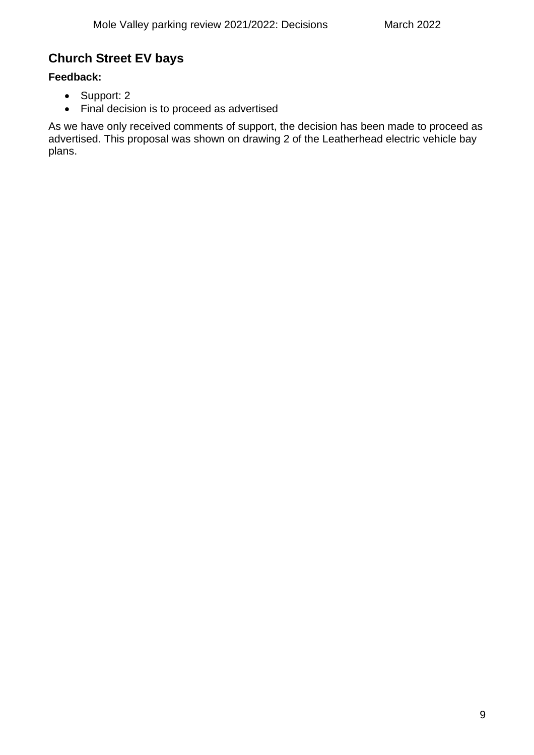## Church Street EV bays

**Feedback:**

- Support: 2
- Final decision is to proceed as advertised

As we have only received comments of support, the decision has been made to proceed as advertised. This proposal was shown on drawing 2 of the Leatherhead electric vehicle bay plans.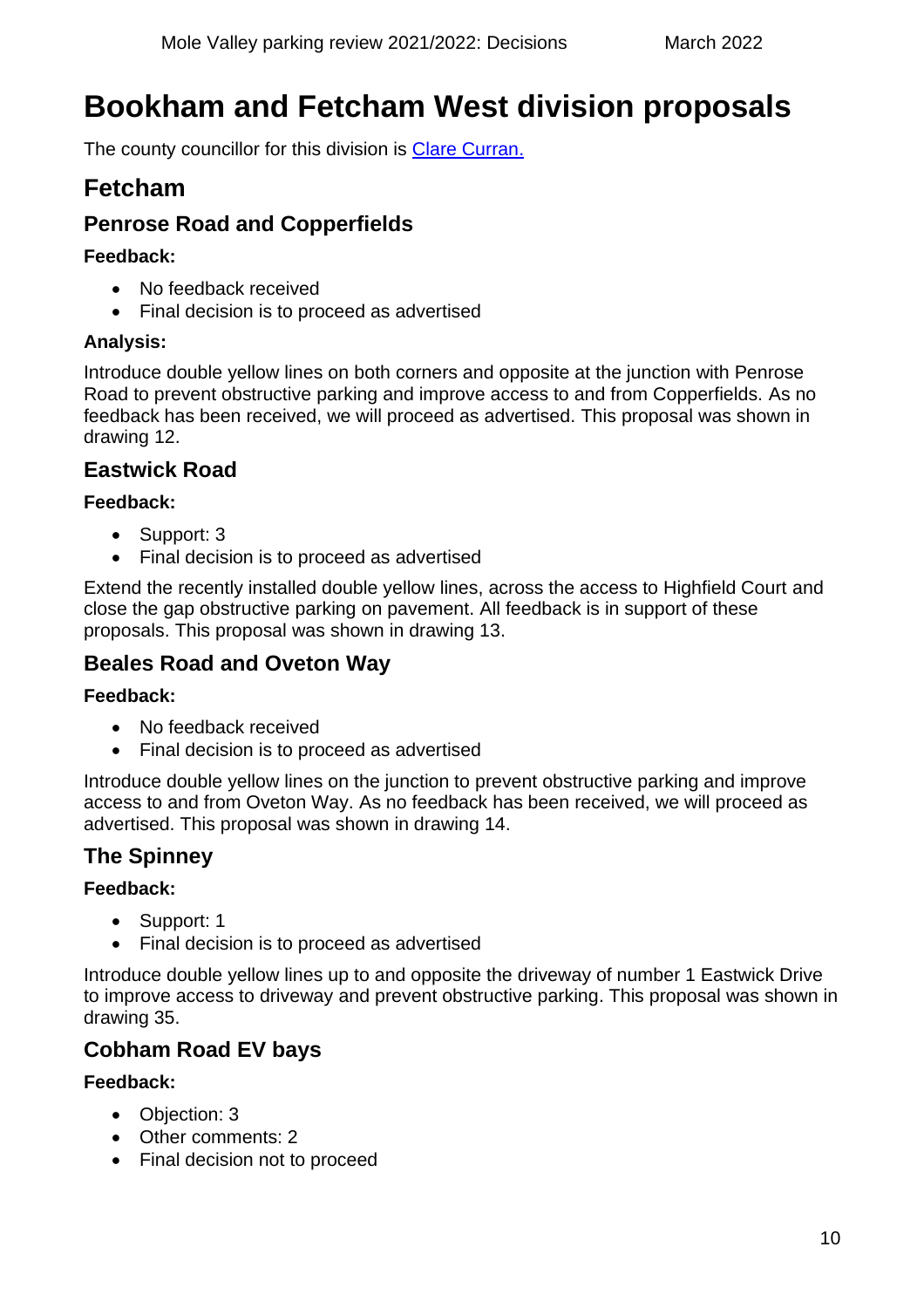# Bookham and Fetcham West division proposals

The county councillor for this division is [Clare Curran.]

## Fetcham

### Penrose Road and Copperfields

**Feedback:**

- No feedback received
- Final decision is to proceed as advertised

**Analysis:**

Introduce double yellow lines on both corners and opposite at the junction with Penrose Road to prevent obstructive parking and improve access to and from Copperfields. As no feedback has been received, we will proceed as advertised. This proposal was shown in drawing 12.

### Eastwick Road

**Feedback:**

- Support: 3
- Final decision is to proceed as advertised

Extend the recently installed double yellow lines, across the access to Highfield Court and close the gap obstructive parking on pavement. All feedback is in support of these proposals. This proposal was shown in drawing 13.

### Beales Road and Oveton Way

**Feedback:**

- No feedback received
- Final decision is to proceed as advertised

Introduce double yellow lines on the junction to prevent obstructive parking and improve access to and from Oveton Way. As no feedback has been received, we will proceed as advertised. This proposal was shown in drawing 14.

### The Spinney

**Feedback:**

- Support: 1
- Final decision is to proceed as advertised

Introduce double yellow lines up to and opposite the driveway of number 1 Eastwick Drive to improve access to driveway and prevent obstructive parking. This proposal was shown in drawing 35.

### Cobham Road EV bays

**Feedback:**

- Objection: 3
- Other comments: 2
- Final decision not to proceed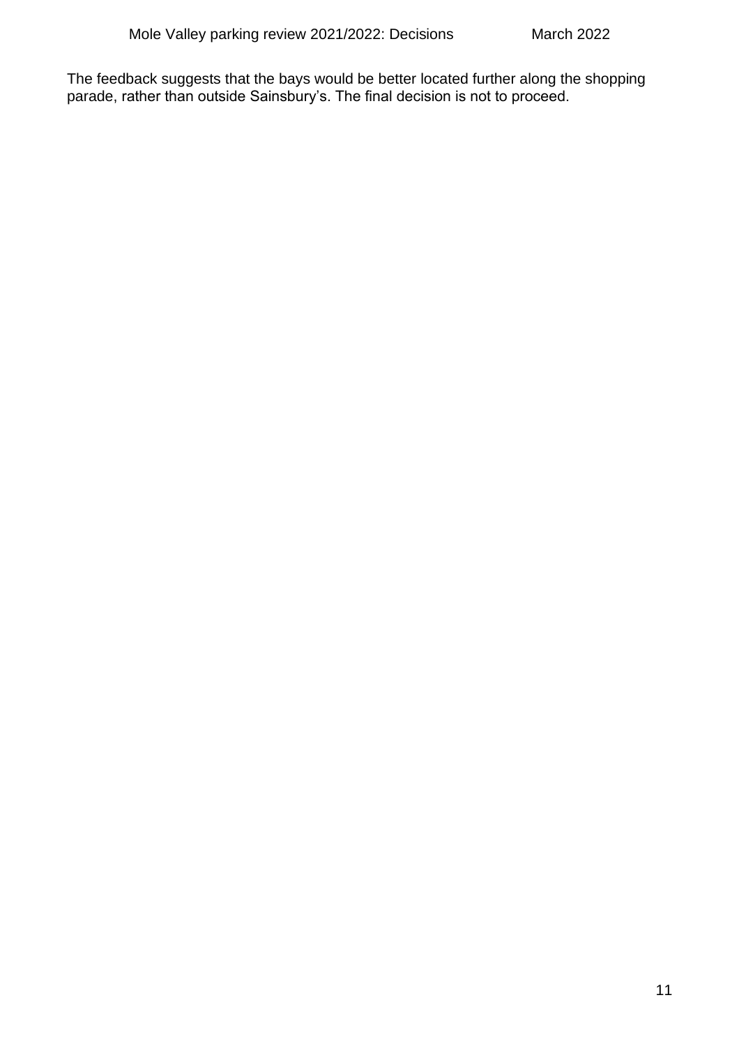The feedback suggests that the bays would be better located further along the shopping parade, rather than outside Sainsbury's. The final decision is not to proceed.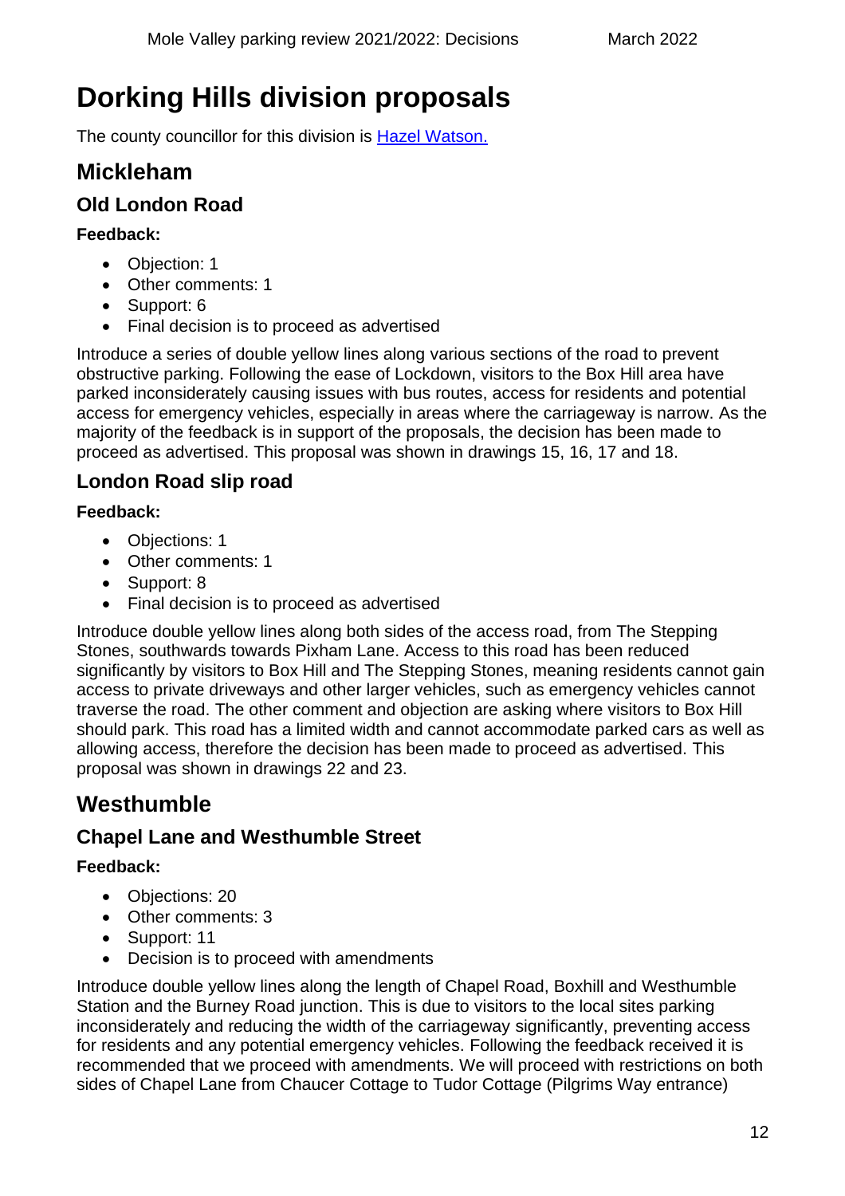# Dorking Hills division proposals

The county councillor for this division is [Hazel Watson.]

## Mickleham

### Old London Road

**Feedback:**

- Objection: 1
- Other comments: 1
- Support: 6
- Final decision is to proceed as advertised

Introduce a series of double yellow lines along various sections of the road to prevent obstructive parking. Following the ease of Lockdown, visitors to the Box Hill area have parked inconsiderately causing issues with bus routes, access for residents and potential access for emergency vehicles, especially in areas where the carriageway is narrow. As the majority of the feedback is in support of the proposals, the decision has been made to proceed as advertised. This proposal was shown in drawings 15, 16, 17 and 18.

### London Road slip road

**Feedback:**

- Objections: 1
- Other comments: 1
- Support: 8
- Final decision is to proceed as advertised

Introduce double yellow lines along both sides of the access road, from The Stepping Stones, southwards towards Pixham Lane. Access to this road has been reduced significantly by visitors to Box Hill and The Stepping Stones, meaning residents cannot gain access to private driveways and other larger vehicles, such as emergency vehicles cannot traverse the road. The other comment and objection are asking where visitors to Box Hill should park. This road has a limited width and cannot accommodate parked cars as well as allowing access, therefore the decision has been made to proceed as advertised. This proposal was shown in drawings 22 and 23.

## Westhumble

### Chapel Lane and Westhumble Street

**Feedback:**

- Objections: 20
- Other comments: 3
- Support: 11
- Decision is to proceed with amendments

Introduce double yellow lines along the length of Chapel Road, Boxhill and Westhumble Station and the Burney Road junction. This is due to visitors to the local sites parking inconsiderately and reducing the width of the carriageway significantly, preventing access for residents and any potential emergency vehicles. Following the feedback received it is recommended that we proceed with amendments. We will proceed with restrictions on both sides of Chapel Lane from Chaucer Cottage to Tudor Cottage (Pilgrims Way entrance)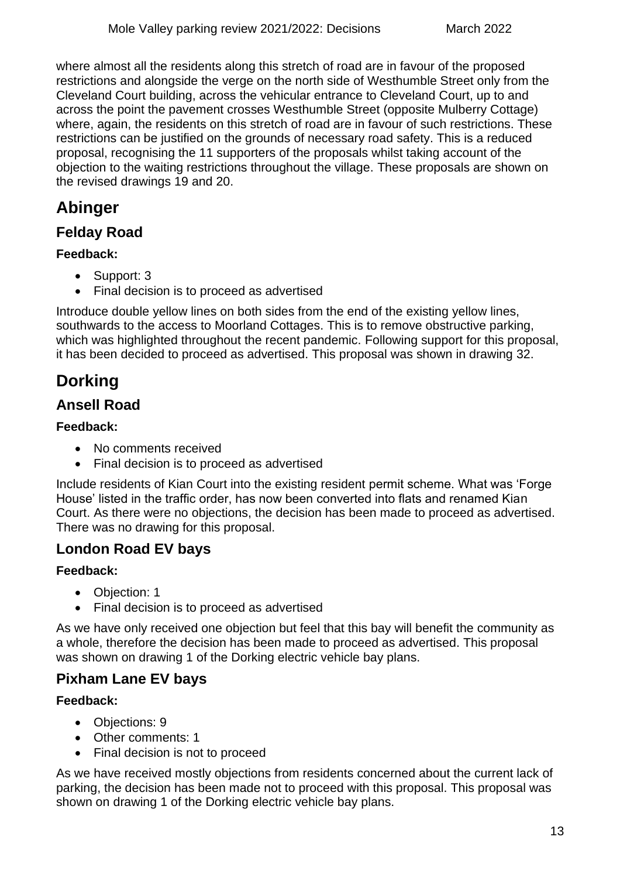where almost all the residents along this stretch of road are in favour of the proposed restrictions and alongside the verge on the north side of Westhumble Street only from the Cleveland Court building, across the vehicular entrance to Cleveland Court, up to and across the point the pavement crosses Westhumble Street (opposite Mulberry Cottage) where, again, the residents on this stretch of road are in favour of such restrictions. These restrictions can be justified on the grounds of necessary road safety. This is a reduced proposal, recognising the 11 supporters of the proposals whilst taking account of the objection to the waiting restrictions throughout the village. These proposals are shown on the revised drawings 19 and 20.

# Abinger

## Felday Road

**Feedback:**

- Support: 3
- Final decision is to proceed as advertised

Introduce double yellow lines on both sides from the end of the existing yellow lines, southwards to the access to Moorland Cottages. This is to remove obstructive parking, which was highlighted throughout the recent pandemic. Following support for this proposal, it has been decided to proceed as advertised. This proposal was shown in drawing 32.

# Dorking

## Ansell Road

**Feedback:**

- No comments received
- Final decision is to proceed as advertised

Include residents of Kian Court into the existing resident permit scheme. What was 'Forge House' listed in the traffic order, has now been converted into flats and renamed Kian Court. As there were no objections, the decision has been made to proceed as advertised. There was no drawing for this proposal.

## London Road EV bays

**Feedback:**

- Objection: 1
- Final decision is to proceed as advertised

As we have only received one objection but feel that this bay will benefit the community as a whole, therefore the decision has been made to proceed as advertised. This proposal was shown on drawing 1 of the Dorking electric vehicle bay plans.

## Pixham Lane EV bays

**Feedback:**

- Objections: 9
- Other comments: 1
- Final decision is not to proceed

As we have received mostly objections from residents concerned about the current lack of parking, the decision has been made not to proceed with this proposal. This proposal was shown on drawing 1 of the Dorking electric vehicle bay plans.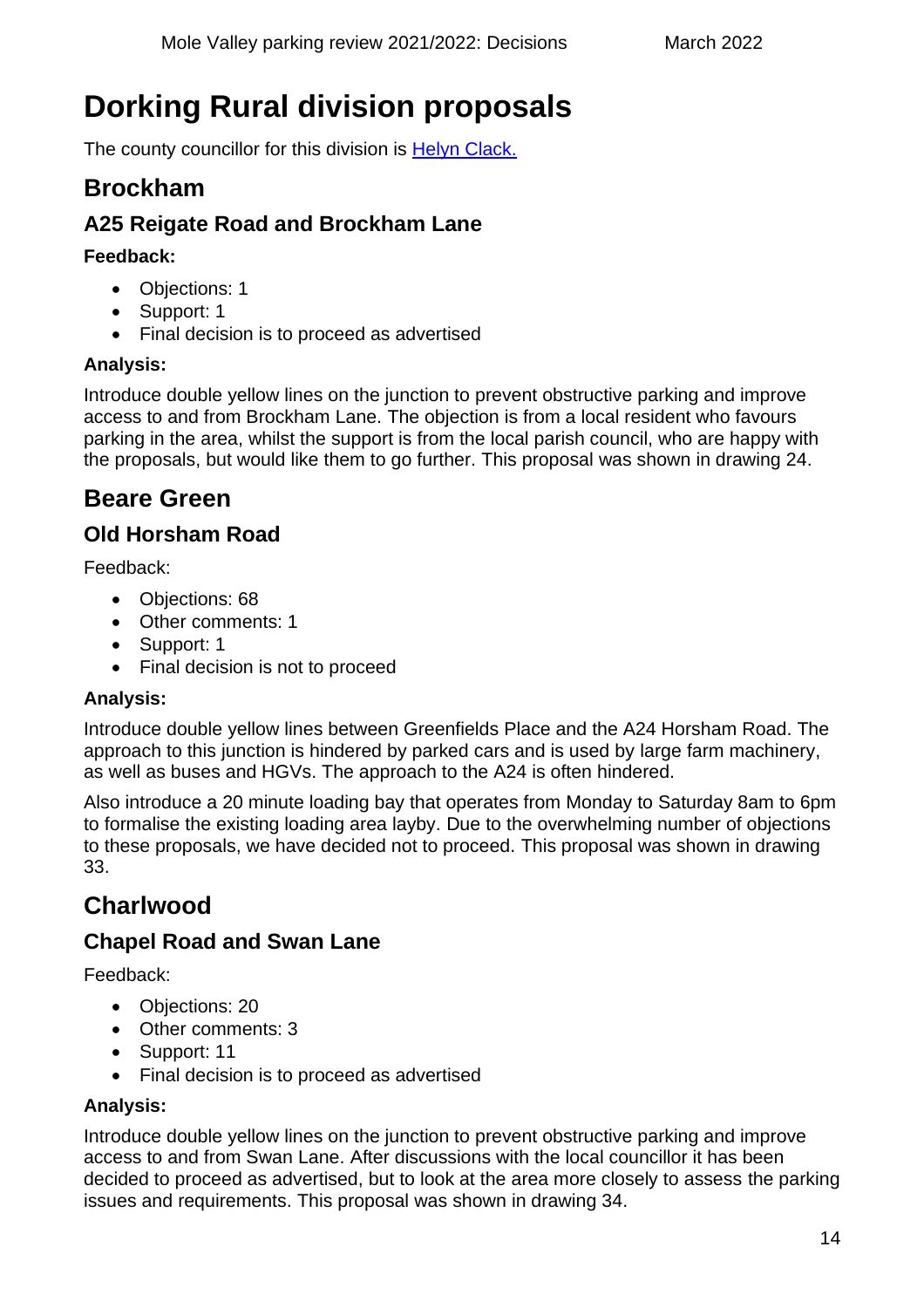# Dorking Rural division proposals

The county councillor for this division is [Helyn Clack.]

## Brockham

### A25 Reigate Road and Brockham Lane

**Feedback:**

- Objections: 1
- Support: 1
- Final decision is to proceed as advertised

**Analysis:**

Introduce double yellow lines on the junction to prevent obstructive parking and improve access to and from Brockham Lane. The objection is from a local resident who favours parking in the area, whilst the support is from the local parish council, who are happy with the proposals, but would like them to go further. This proposal was shown in drawing 24.

## Beare Green

### Old Horsham Road

Feedback:

- Objections: 68
- Other comments: 1
- Support: 1
- Final decision is not to proceed

**Analysis:**

Introduce double yellow lines between Greenfields Place and the A24 Horsham Road. The approach to this junction is hindered by parked cars and is used by large farm machinery, as well as buses and HGVs. The approach to the A24 is often hindered.

Also introduce a 20 minute loading bay that operates from Monday to Saturday 8am to 6pm to formalise the existing loading area layby. Due to the overwhelming number of objections to these proposals, we have decided not to proceed. This proposal was shown in drawing 33.

## Charlwood

### Chapel Road and Swan Lane

Feedback:

- Objections: 20
- Other comments: 3
- Support: 11
- Final decision is to proceed as advertised

**Analysis:**

Introduce double yellow lines on the junction to prevent obstructive parking and improve access to and from Swan Lane. After discussions with the local councillor it has been decided to proceed as advertised, but to look at the area more closely to assess the parking issues and requirements. This proposal was shown in drawing 34.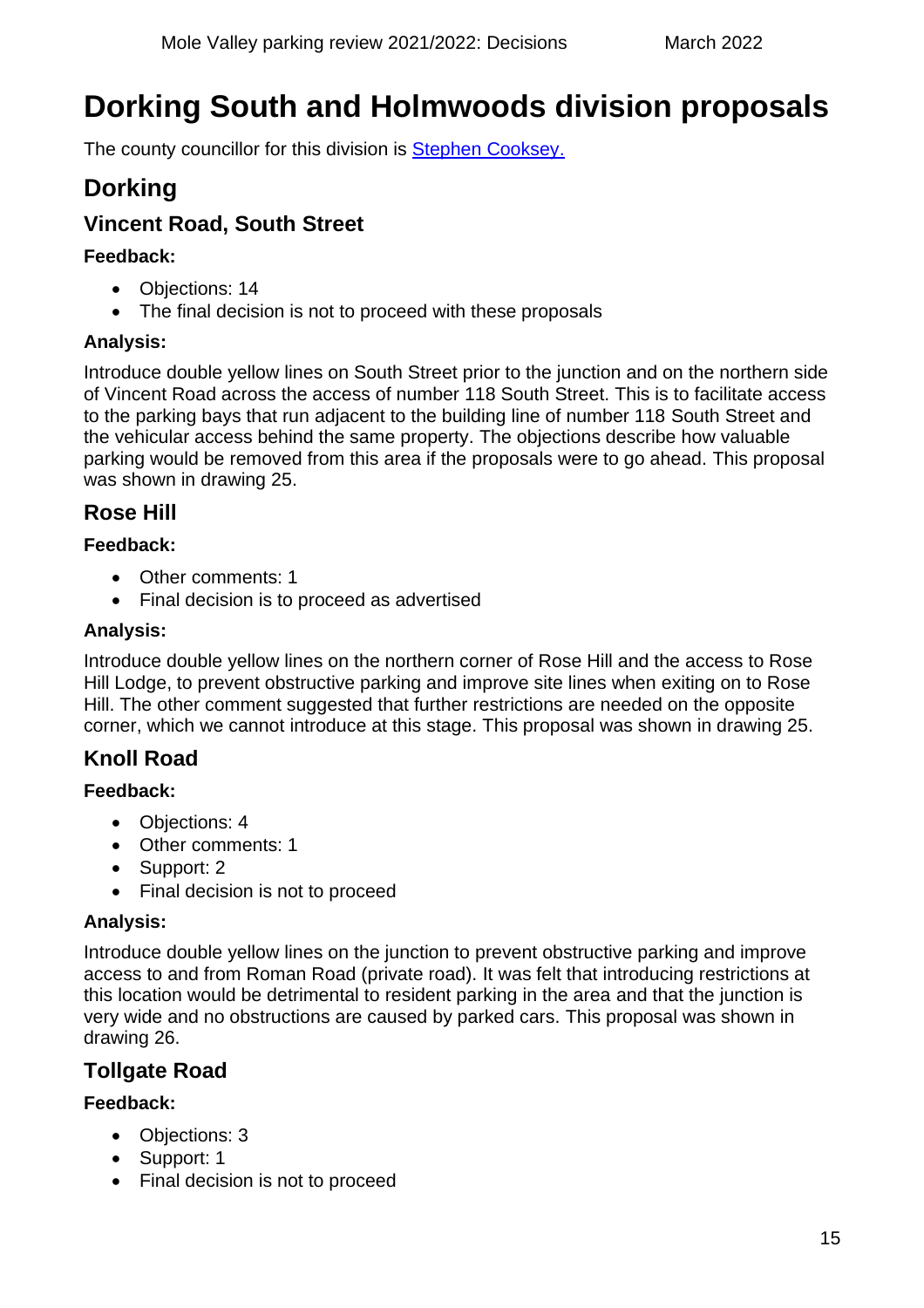# Dorking South and Holmwoods division proposals

The county councillor for this division is [Stephen Cooksey.]()

## Dorking

### Vincent Road, South Street

**Feedback:**

- Objections: 14
- The final decision is not to proceed with these proposals

**Analysis:**

Introduce double yellow lines on South Street prior to the junction and on the northern side of Vincent Road across the access of number 118 South Street. This is to facilitate access to the parking bays that run adjacent to the building line of number 118 South Street and the vehicular access behind the same property. The objections describe how valuable parking would be removed from this area if the proposals were to go ahead. This proposal was shown in drawing 25.

### Rose Hill

**Feedback:**

- Other comments: 1
- Final decision is to proceed as advertised

**Analysis:**

Introduce double yellow lines on the northern corner of Rose Hill and the access to Rose Hill Lodge, to prevent obstructive parking and improve site lines when exiting on to Rose Hill. The other comment suggested that further restrictions are needed on the opposite corner, which we cannot introduce at this stage. This proposal was shown in drawing 25.

### Knoll Road

**Feedback:**

- Objections: 4
- Other comments: 1
- Support: 2
- Final decision is not to proceed

**Analysis:**

Introduce double yellow lines on the junction to prevent obstructive parking and improve access to and from Roman Road (private road). It was felt that introducing restrictions at this location would be detrimental to resident parking in the area and that the junction is very wide and no obstructions are caused by parked cars. This proposal was shown in drawing 26.

### Tollgate Road

**Feedback:**

- Objections: 3
- Support: 1
- Final decision is not to proceed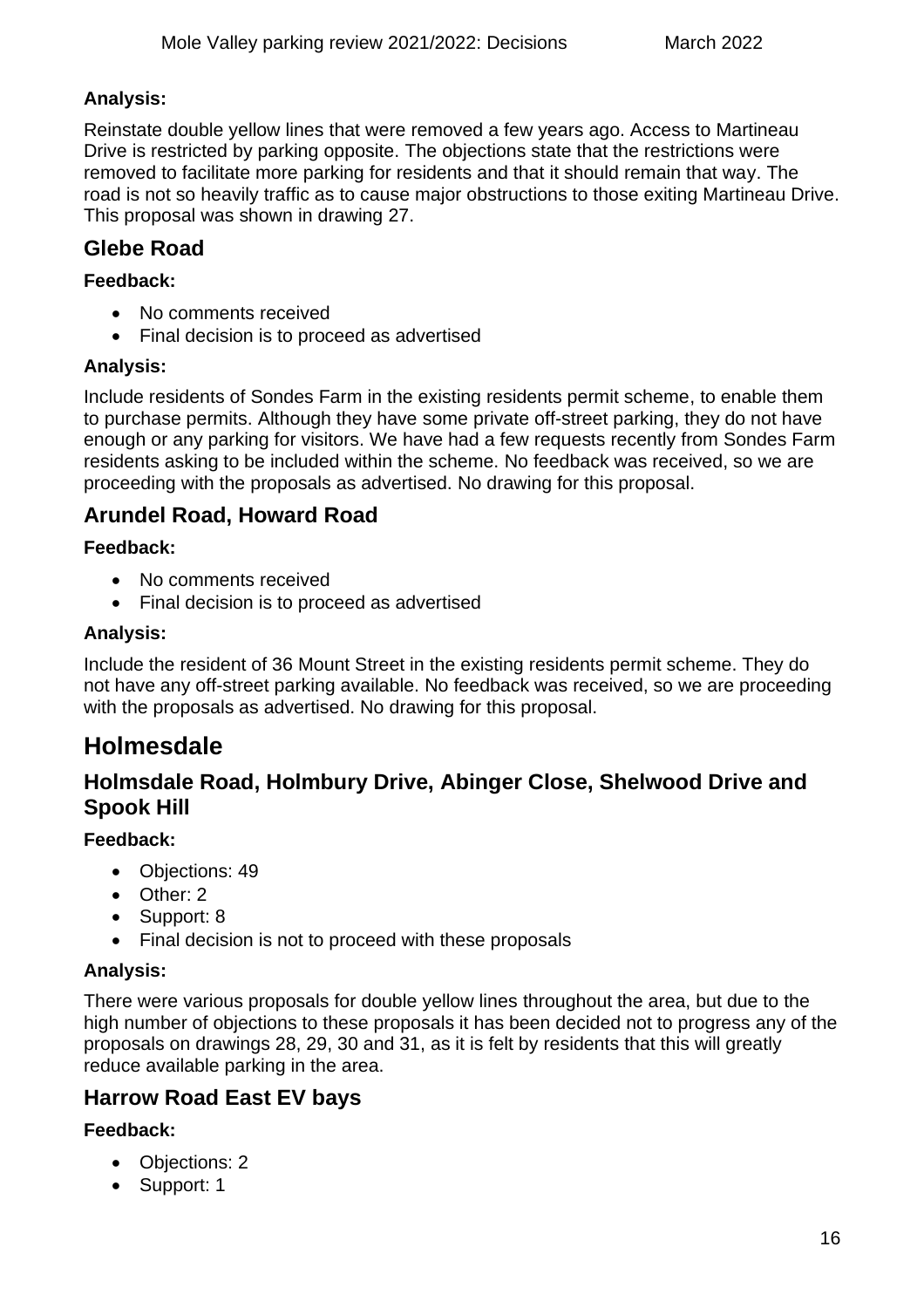**Analysis:**

Reinstate double yellow lines that were removed a few years ago. Access to Martineau Drive is restricted by parking opposite. The objections state that the restrictions were removed to facilitate more parking for residents and that it should remain that way. The road is not so heavily traffic as to cause major obstructions to those exiting Martineau Drive. This proposal was shown in drawing 27.

### Glebe Road

**Feedback:**

- No comments received
- Final decision is to proceed as advertised

**Analysis:**

Include residents of Sondes Farm in the existing residents permit scheme, to enable them to purchase permits. Although they have some private off-street parking, they do not have enough or any parking for visitors. We have had a few requests recently from Sondes Farm residents asking to be included within the scheme. No feedback was received, so we are proceeding with the proposals as advertised. No drawing for this proposal.

### Arundel Road, Howard Road

**Feedback:**

- No comments received
- Final decision is to proceed as advertised

**Analysis:**

Include the resident of 36 Mount Street in the existing residents permit scheme. They do not have any off-street parking available. No feedback was received, so we are proceeding with the proposals as advertised. No drawing for this proposal.

## Holmesdale

### Holmsdale Road, Holmbury Drive, Abinger Close, Shelwood Drive and Spook Hill

**Feedback:**

- Objections: 49
- Other: 2
- Support: 8
- Final decision is not to proceed with these proposals

**Analysis:**

There were various proposals for double yellow lines throughout the area, but due to the high number of objections to these proposals it has been decided not to progress any of the proposals on drawings 28, 29, 30 and 31, as it is felt by residents that this will greatly reduce available parking in the area.

### Harrow Road East EV bays

**Feedback:**

- Objections: 2
- Support: 1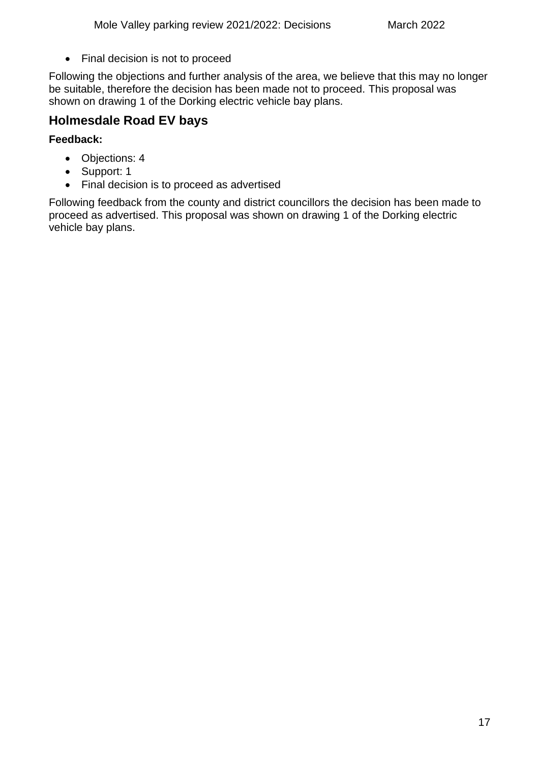- Final decision is not to proceed

Following the objections and further analysis of the area, we believe that this may no longer be suitable, therefore the decision has been made not to proceed. This proposal was shown on drawing 1 of the Dorking electric vehicle bay plans.

## Holmesdale Road EV bays

**Feedback:**

- Objections: 4
- Support: 1
- Final decision is to proceed as advertised

Following feedback from the county and district councillors the decision has been made to proceed as advertised. This proposal was shown on drawing 1 of the Dorking electric vehicle bay plans.